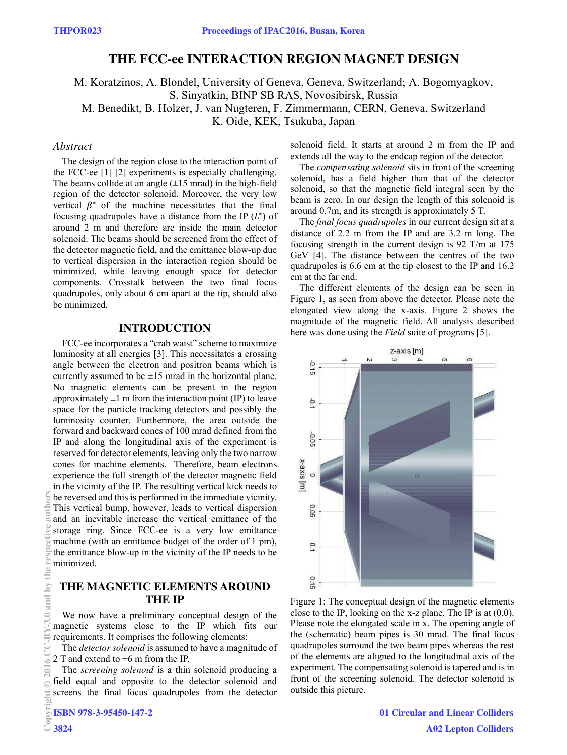# THE FCC-ee INTERACTION REGION MAGNET DESIGN

M. Koratzinos, A. Blondel, University of Geneva, Geneva, Switzerland; A. Bogomyagkov, S. Sinyatkin, BINP SB RAS, Novosibirsk, Russia
M. Benedikt, B. Holzer, J. van Nugteren, F. Zimmermann, CERN, Geneva, Switzerland
K. Oide, KEK, Tsukuba, Japan

## Abstract

The design of the region close to the interaction point of the FCC-ee [1] [2] experiments is especially challenging. The beams collide at an angle (±15 mrad) in the high-field region of the detector solenoid. Moreover, the very low vertical $\beta^*$ of the machine necessitates that the final focusing quadrupoles have a distance from the IP ($L^*$) of around 2 m and therefore are inside the main detector solenoid. The beams should be screened from the effect of the detector magnetic field, and the emittance blow-up due to vertical dispersion in the interaction region should be minimized, while leaving enough space for detector components. Crosstalk between the two final focus quadrupoles, only about 6 cm apart at the tip, should also be minimized.

## INTRODUCTION

FCC-ee incorporates a "crab waist" scheme to maximize luminosity at all energies [3]. This necessitates a crossing angle between the electron and positron beams which is currently assumed to be ±15 mrad in the horizontal plane. No magnetic elements can be present in the region approximately ±1 m from the interaction point (IP) to leave space for the particle tracking detectors and possibly the luminosity counter. Furthermore, the area outside the forward and backward cones of 100 mrad defined from the IP and along the longitudinal axis of the experiment is reserved for detector elements, leaving only the two narrow cones for machine elements. Therefore, beam electrons experience the full strength of the detector magnetic field in the vicinity of the IP. The resulting vertical kick needs to be reversed and this is performed in the immediate vicinity. This vertical bump, however, leads to vertical dispersion and an inevitable increase the vertical emittance of the storage ring. Since FCC-ee is a very low emittance machine (with an emittance budget of the order of 1 pm), the emittance blow-up in the vicinity of the IP needs to be minimized.

## THE MAGNETIC ELEMENTS AROUND THE IP

We now have a preliminary conceptual design of the magnetic systems close to the IP which fits our requirements. It comprises the following elements:

The *detector solenoid* is assumed to have a magnitude of 2 T and extend to ±6 m from the IP.

The *screening solenoid* is a thin solenoid producing a field equal and opposite to the detector solenoid and screens the final focus quadrupoles from the detector solenoid field. It starts at around 2 m from the IP and extends all the way to the endcap region of the detector.

The *compensating solenoid* sits in front of the screening solenoid, has a field higher than that of the detector solenoid, so that the magnetic field integral seen by the beam is zero. In our design the length of this solenoid is around 0.7m, and its strength is approximately 5 T.

The *final focus quadrupoles* in our current design sit at a distance of 2.2 m from the IP and are 3.2 m long. The focusing strength in the current design is 92 T/m at 175 GeV [4]. The distance between the centres of the two quadrupoles is 6.6 cm at the tip closest to the IP and 16.2 cm at the far end.

The different elements of the design can be seen in Figure 1, as seen from above the detector. Please note the elongated view along the x-axis. Figure 2 shows the magnitude of the magnetic field. All analysis described here was done using the *Field* suite of programs [5].

Figure 1: The conceptual design of the magnetic elements close to the IP, looking on the x-z plane. The IP is at (0,0). Please note the elongated scale in x. The opening angle of the (schematic) beam pipes is 30 mrad. The final focus quadrupoles surround the two beam pipes whereas the rest of the elements are aligned to the longitudinal axis of the experiment. The compensating solenoid is tapered and is in front of the screening solenoid. The detector solenoid is outside this picture.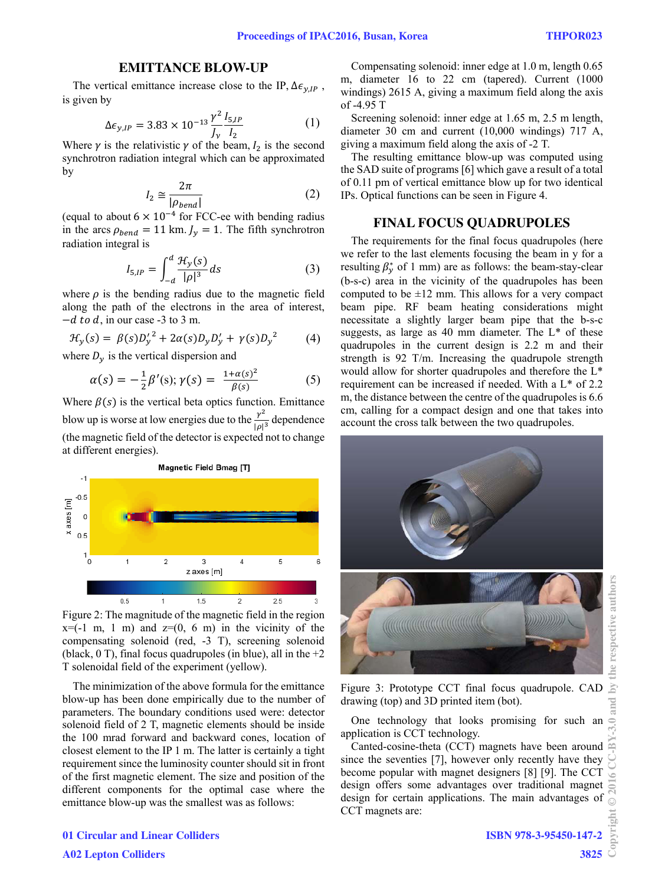## EMITTANCE BLOW-UP

The vertical emittance increase close to the IP, $\Delta\epsilon_{y,IP}$, is given by

$$\Delta\epsilon_{y,IP} = 3.83 \times 10^{-13} \frac{\gamma^2}{J_y} \frac{I_{5,IP}}{I_2} \tag{1}$$

Where $\gamma$ is the relativistic $\gamma$ of the beam, $I_2$ is the second synchrotron radiation integral which can be approximated by

$$I_2 \cong \frac{2\pi}{|\rho_{bend}|} \tag{2}$$

(equal to about $6 \times 10^{-4}$ for FCC-ee with bending radius in the arcs $\rho_{bend} = 11$ km. $J_y = 1$. The fifth synchrotron radiation integral is

$$I_{5,IP} = \int_{-d}^{d} \frac{\mathcal{H}_y(s)}{|\rho|^3} ds \tag{3}$$

where $\rho$ is the bending radius due to the magnetic field along the path of the electrons in the area of interest, $-d$ *to* $d$, in our case -3 to 3 m.

$$\mathcal{H}_y(s) = \beta(s)D_y'^2 + 2\alpha(s)D_y D_y' + \gamma(s)D_y^2 \tag{4}$$

where $D_y$ is the vertical dispersion and

$$\alpha(s) = -\frac{1}{2}\beta'(s); \gamma(s) = \frac{1+\alpha(s)^2}{\beta(s)} \tag{5}$$

Where $\beta(s)$ is the vertical beta optics function. Emittance blow up is worse at low energies due to the $\frac{\gamma^2}{|\rho|^3}$ dependence (the magnetic field of the detector is expected not to change at different energies).

Figure 2: The magnitude of the magnetic field in the region x=(-1 m, 1 m) and z=(0, 6 m) in the vicinity of the compensating solenoid (red, -3 T), screening solenoid (black, 0 T), final focus quadrupoles (in blue), all in the +2 T solenoidal field of the experiment (yellow).

The minimization of the above formula for the emittance blow-up has been done empirically due to the number of parameters. The boundary conditions used were: detector solenoid field of 2 T, magnetic elements should be inside the 100 mrad forward and backward cones, location of closest element to the IP 1 m. The latter is certainly a tight requirement since the luminosity counter should sit in front of the first magnetic element. The size and position of the different components for the optimal case where the emittance blow-up was the smallest was as follows:

Compensating solenoid: inner edge at 1.0 m, length 0.65 m, diameter 16 to 22 cm (tapered). Current (1000 windings) 2615 A, giving a maximum field along the axis of -4.95 T

Screening solenoid: inner edge at 1.65 m, 2.5 m length, diameter 30 cm and current (10,000 windings) 717 A, giving a maximum field along the axis of -2 T.

The resulting emittance blow-up was computed using the SAD suite of programs [6] which gave a result of a total of 0.11 pm of vertical emittance blow up for two identical IPs. Optical functions can be seen in Figure 4.

## FINAL FOCUS QUADRUPOLES

The requirements for the final focus quadrupoles (here we refer to the last elements focusing the beam in y for a resulting $\beta_y^*$ of 1 mm) are as follows: the beam-stay-clear (b-s-c) area in the vicinity of the quadrupoles has been computed to be ±12 mm. This allows for a very compact beam pipe. RF beam heating considerations might necessitate a slightly larger beam pipe that the b-s-c suggests, as large as 40 mm diameter. The L* of these quadrupoles in the current design is 2.2 m and their strength is 92 T/m. Increasing the quadrupole strength would allow for shorter quadrupoles and therefore the L* requirement can be increased if needed. With a L* of 2.2 m, the distance between the centre of the quadrupoles is 6.6 cm, calling for a compact design and one that takes into account the cross talk between the two quadrupoles.

Figure 3: Prototype CCT final focus quadrupole. CAD drawing (top) and 3D printed item (bot).

One technology that looks promising for such an application is CCT technology.

Canted-cosine-theta (CCT) magnets have been around since the seventies [7], however only recently have they become popular with magnet designers [8] [9]. The CCT design offers some advantages over traditional magnet design for certain applications. The main advantages of CCT magnets are: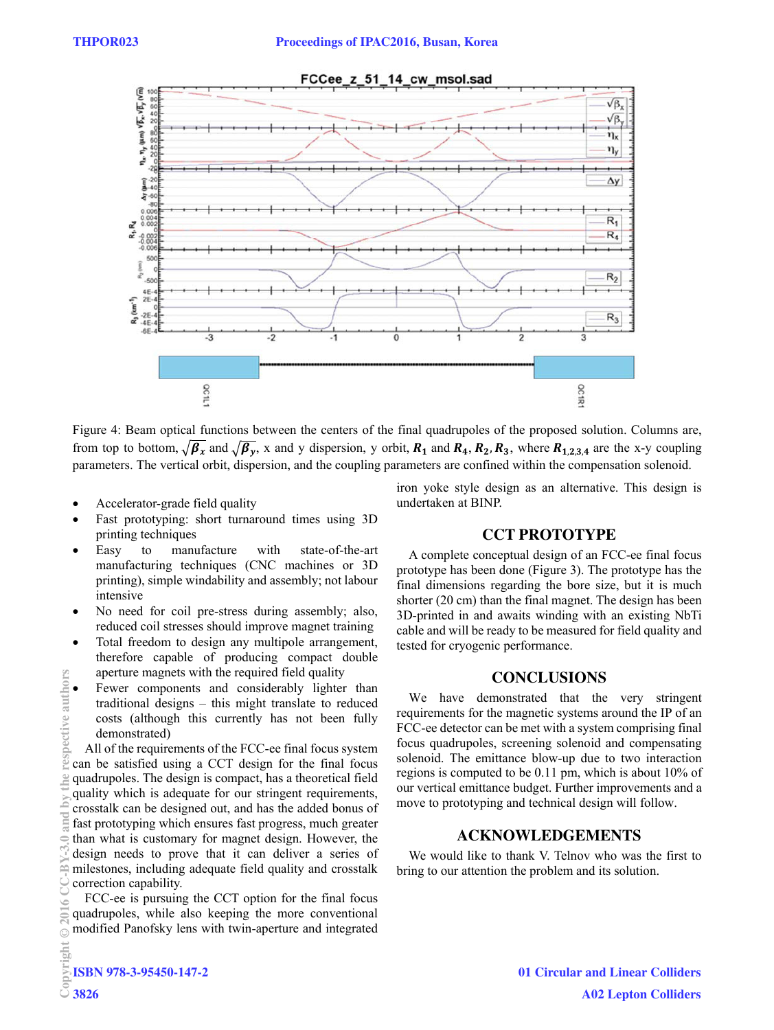Figure 4: Beam optical functions between the centers of the final quadrupoles of the proposed solution. Columns are, from top to bottom, $\sqrt{\boldsymbol{\beta}_x}$ and $\sqrt{\boldsymbol{\beta}_y}$, x and y dispersion, y orbit, $\boldsymbol{R}_1$ and $\boldsymbol{R}_4$, $\boldsymbol{R}_2, \boldsymbol{R}_3$, where $\boldsymbol{R}_{1,2,3,4}$ are the x-y coupling parameters. The vertical orbit, dispersion, and the coupling parameters are confined within the compensation solenoid.

- Accelerator-grade field quality
- Fast prototyping: short turnaround times using 3D printing techniques
- Easy to manufacture with state-of-the-art manufacturing techniques (CNC machines or 3D printing), simple windability and assembly; not labour intensive
- No need for coil pre-stress during assembly; also, reduced coil stresses should improve magnet training
- Total freedom to design any multipole arrangement, therefore capable of producing compact double aperture magnets with the required field quality
- Fewer components and considerably lighter than traditional designs – this might translate to reduced costs (although this currently has not been fully demonstrated)

All of the requirements of the FCC-ee final focus system can be satisfied using a CCT design for the final focus quadrupoles. The design is compact, has a theoretical field quality which is adequate for our stringent requirements, crosstalk can be designed out, and has the added bonus of fast prototyping which ensures fast progress, much greater than what is customary for magnet design. However, the design needs to prove that it can deliver a series of milestones, including adequate field quality and crosstalk correction capability.

FCC-ee is pursuing the CCT option for the final focus quadrupoles, while also keeping the more conventional modified Panofsky lens with twin-aperture and integrated iron yoke style design as an alternative. This design is undertaken at BINP.

## CCT PROTOTYPE

A complete conceptual design of an FCC-ee final focus prototype has been done (Figure 3). The prototype has the final dimensions regarding the bore size, but it is much shorter (20 cm) than the final magnet. The design has been 3D-printed in and awaits winding with an existing NbTi cable and will be ready to be measured for field quality and tested for cryogenic performance.

## CONCLUSIONS

We have demonstrated that the very stringent requirements for the magnetic systems around the IP of an FCC-ee detector can be met with a system comprising final focus quadrupoles, screening solenoid and compensating solenoid. The emittance blow-up due to two interaction regions is computed to be 0.11 pm, which is about 10% of our vertical emittance budget. Further improvements and a move to prototyping and technical design will follow.

## ACKNOWLEDGEMENTS

We would like to thank V. Telnov who was the first to bring to our attention the problem and its solution.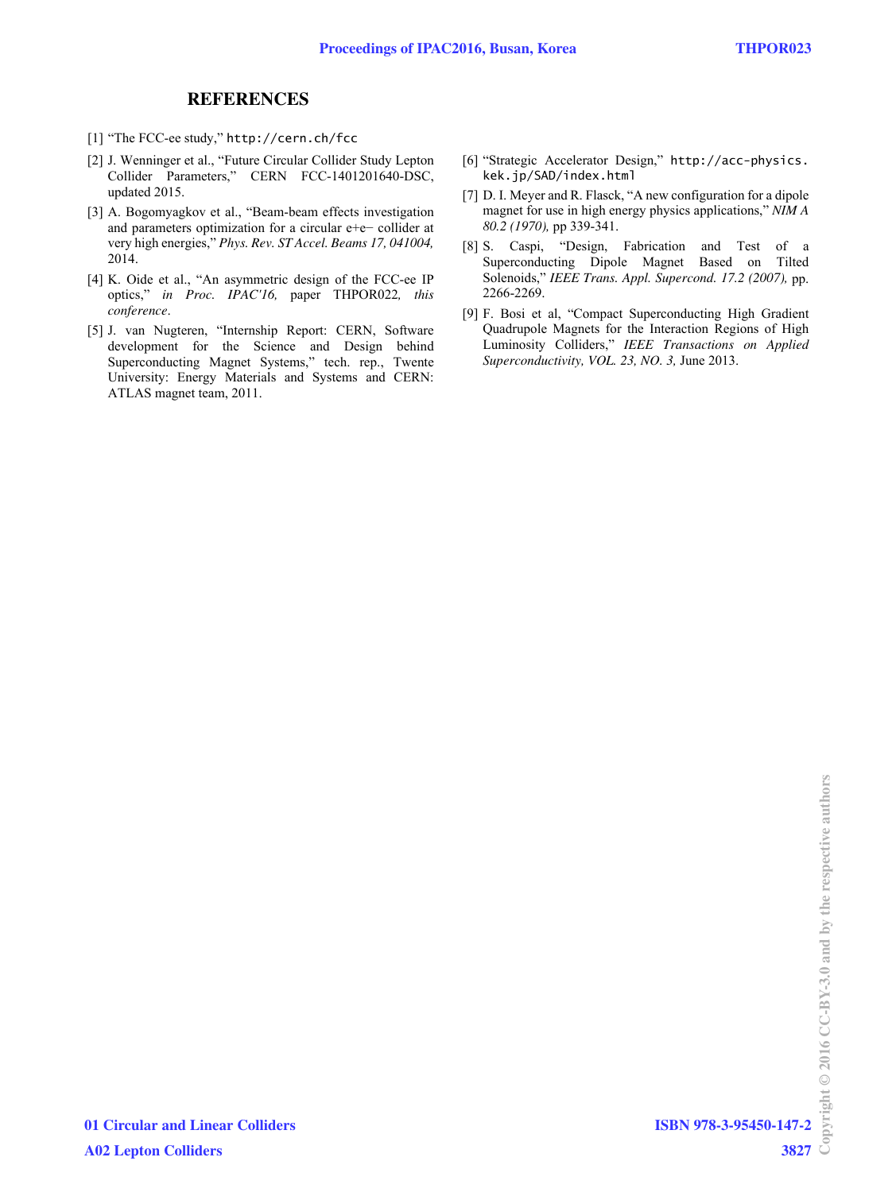## REFERENCES

[1] "The FCC-ee study," http://cern.ch/fcc

[2] J. Wenninger et al., "Future Circular Collider Study Lepton Collider Parameters," CERN FCC-1401201640-DSC, updated 2015.

[3] A. Bogomyagkov et al., "Beam-beam effects investigation and parameters optimization for a circular e+e− collider at very high energies," *Phys. Rev. ST Accel. Beams 17, 041004,* 2014.

[4] K. Oide et al., "An asymmetric design of the FCC-ee IP optics," *in Proc. IPAC'16,* paper THPOR022*, this conference*.

[5] J. van Nugteren, "Internship Report: CERN, Software development for the Science and Design behind Superconducting Magnet Systems," tech. rep., Twente University: Energy Materials and Systems and CERN: ATLAS magnet team, 2011.

[6] "Strategic Accelerator Design," http://acc-physics.kek.jp/SAD/index.html

[7] D. I. Meyer and R. Flasck, "A new configuration for a dipole magnet for use in high energy physics applications," *NIM A 80.2 (1970),* pp 339-341.

[8] S. Caspi, "Design, Fabrication and Test of a Superconducting Dipole Magnet Based on Tilted Solenoids," *IEEE Trans. Appl. Supercond. 17.2 (2007),* pp. 2266-2269.

[9] F. Bosi et al, "Compact Superconducting High Gradient Quadrupole Magnets for the Interaction Regions of High Luminosity Colliders," *IEEE Transactions on Applied Superconductivity, VOL. 23, NO. 3,* June 2013.